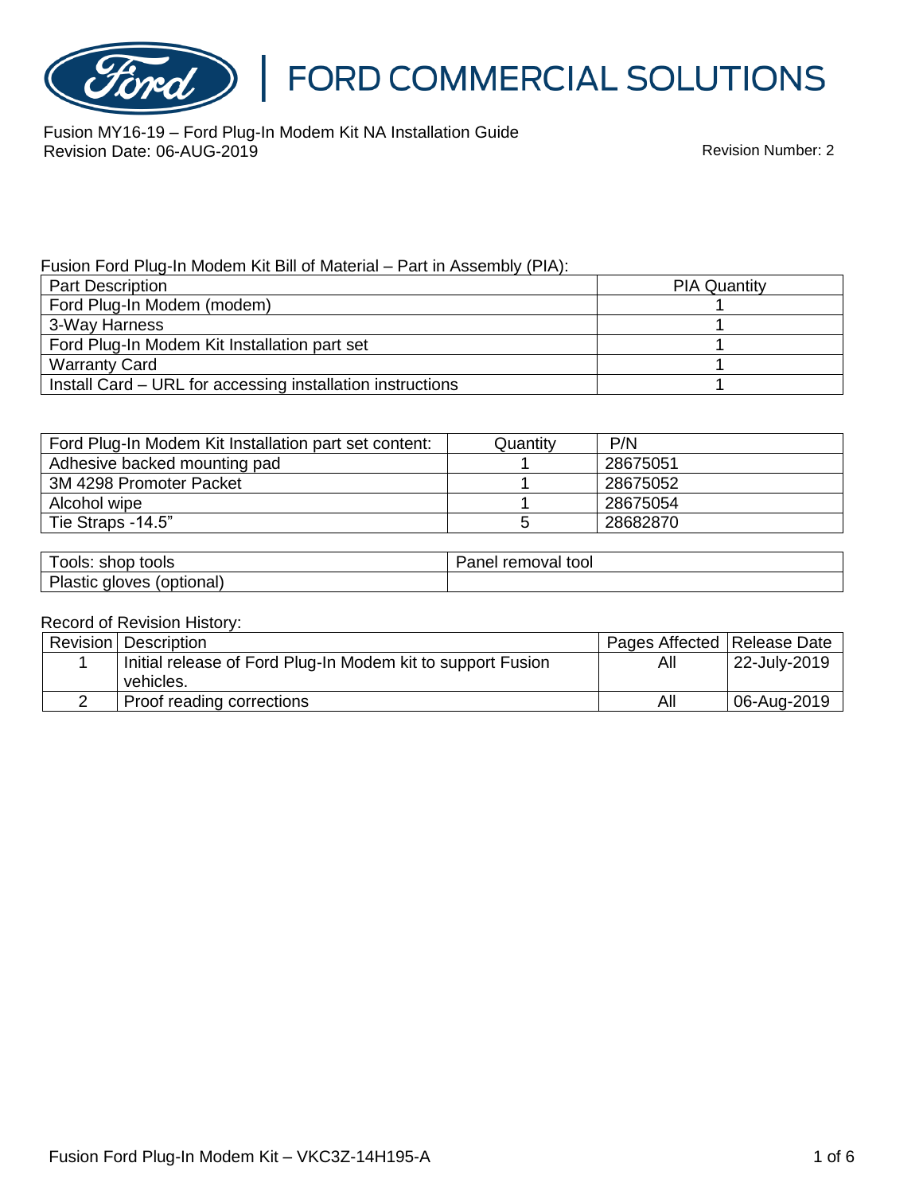FORD COMMERCIAL SOLUTIONS

Fusion MY16-19 – Ford Plug-In Modem Kit NA Installation Guide
Revision Date: 06-AUG-2019

Revision Number: 2

Fusion Ford Plug-In Modem Kit Bill of Material – Part in Assembly (PIA):

| Part Description | PIA Quantity |
|---|---|
| Ford Plug-In Modem (modem) | 1 |
| 3-Way Harness | 1 |
| Ford Plug-In Modem Kit Installation part set | 1 |
| Warranty Card | 1 |
| Install Card – URL for accessing installation instructions | 1 |

| Ford Plug-In Modem Kit Installation part set content: | Quantity | P/N |
|---|---|---|
| Adhesive backed mounting pad | 1 | 28675051 |
| 3M 4298 Promoter Packet | 1 | 28675052 |
| Alcohol wipe | 1 | 28675054 |
| Tie Straps -14.5" | 5 | 28682870 |

| Tools: shop tools | Panel removal tool |
|---|---|
| Plastic gloves (optional) | |

Record of Revision History:

| Revision | Description | Pages Affected | Release Date |
|---|---|---|---|
| 1 | Initial release of Ford Plug-In Modem kit to support Fusion vehicles. | All | 22-July-2019 |
| 2 | Proof reading corrections | All | 06-Aug-2019 |

Fusion Ford Plug-In Modem Kit – VKC3Z-14H195-A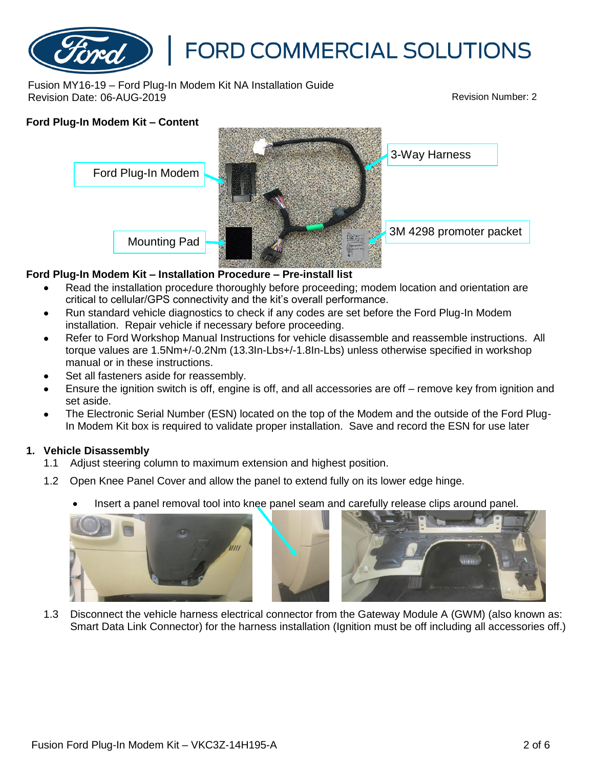**Ford Plug-In Modem Kit – Content**

Ford Plug-In Modem

3-Way Harness

Mounting Pad

3M 4298 promoter packet

**Ford Plug-In Modem Kit – Installation Procedure – Pre-install list**

- Read the installation procedure thoroughly before proceeding; modem location and orientation are critical to cellular/GPS connectivity and the kit's overall performance.
- Run standard vehicle diagnostics to check if any codes are set before the Ford Plug-In Modem installation. Repair vehicle if necessary before proceeding.
- Refer to Ford Workshop Manual Instructions for vehicle disassemble and reassemble instructions. All torque values are 1.5Nm+/-0.2Nm (13.3In-Lbs+/-1.8In-Lbs) unless otherwise specified in workshop manual or in these instructions.
- Set all fasteners aside for reassembly.
- Ensure the ignition switch is off, engine is off, and all accessories are off – remove key from ignition and set aside.
- The Electronic Serial Number (ESN) located on the top of the Modem and the outside of the Ford Plug-In Modem Kit box is required to validate proper installation. Save and record the ESN for use later

**1. Vehicle Disassembly**

1.1 Adjust steering column to maximum extension and highest position.

1.2 Open Knee Panel Cover and allow the panel to extend fully on its lower edge hinge.

- Insert a panel removal tool into knee panel seam and carefully release clips around panel.

1.3 Disconnect the vehicle harness electrical connector from the Gateway Module A (GWM) (also known as: Smart Data Link Connector) for the harness installation (Ignition must be off including all accessories off.)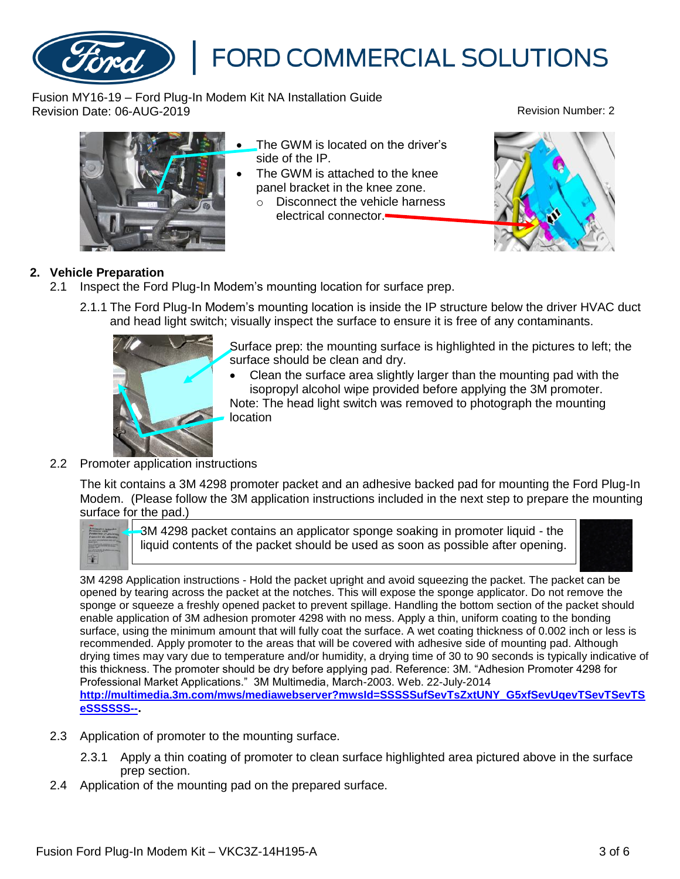- The GWM is located on the driver's side of the IP.
- The GWM is attached to the knee panel bracket in the knee zone.
  - Disconnect the vehicle harness electrical connector.

## 2. Vehicle Preparation

2.1 Inspect the Ford Plug-In Modem's mounting location for surface prep.

2.1.1 The Ford Plug-In Modem's mounting location is inside the IP structure below the driver HVAC duct and head light switch; visually inspect the surface to ensure it is free of any contaminants.

Surface prep: the mounting surface is highlighted in the pictures to left; the surface should be clean and dry.

- Clean the surface area slightly larger than the mounting pad with the isopropyl alcohol wipe provided before applying the 3M promoter.

Note: The head light switch was removed to photograph the mounting location

2.2 Promoter application instructions

The kit contains a 3M 4298 promoter packet and an adhesive backed pad for mounting the Ford Plug-In Modem. (Please follow the 3M application instructions included in the next step to prepare the mounting surface for the pad.)

3M 4298 packet contains an applicator sponge soaking in promoter liquid - the liquid contents of the packet should be used as soon as possible after opening.

3M 4298 Application instructions - Hold the packet upright and avoid squeezing the packet. The packet can be opened by tearing across the packet at the notches. This will expose the sponge applicator. Do not remove the sponge or squeeze a freshly opened packet to prevent spillage. Handling the bottom section of the packet should enable application of 3M adhesion promoter 4298 with no mess. Apply a thin, uniform coating to the bonding surface, using the minimum amount that will fully coat the surface. A wet coating thickness of 0.002 inch or less is recommended. Apply promoter to the areas that will be covered with adhesive side of mounting pad. Although drying times may vary due to temperature and/or humidity, a drying time of 30 to 90 seconds is typically indicative of this thickness. The promoter should be dry before applying pad. Reference: 3M. "Adhesion Promoter 4298 for Professional Market Applications." 3M Multimedia, March-2003. Web. 22-July-2014 **http://multimedia.3m.com/mws/mediawebserver?mwsId=SSSSSufSevTsZxtUNY_G5xfSevUqevTSevTSevTSeSSSSSS--.**

2.3 Application of promoter to the mounting surface.

2.3.1 Apply a thin coating of promoter to clean surface highlighted area pictured above in the surface prep section.

2.4 Application of the mounting pad on the prepared surface.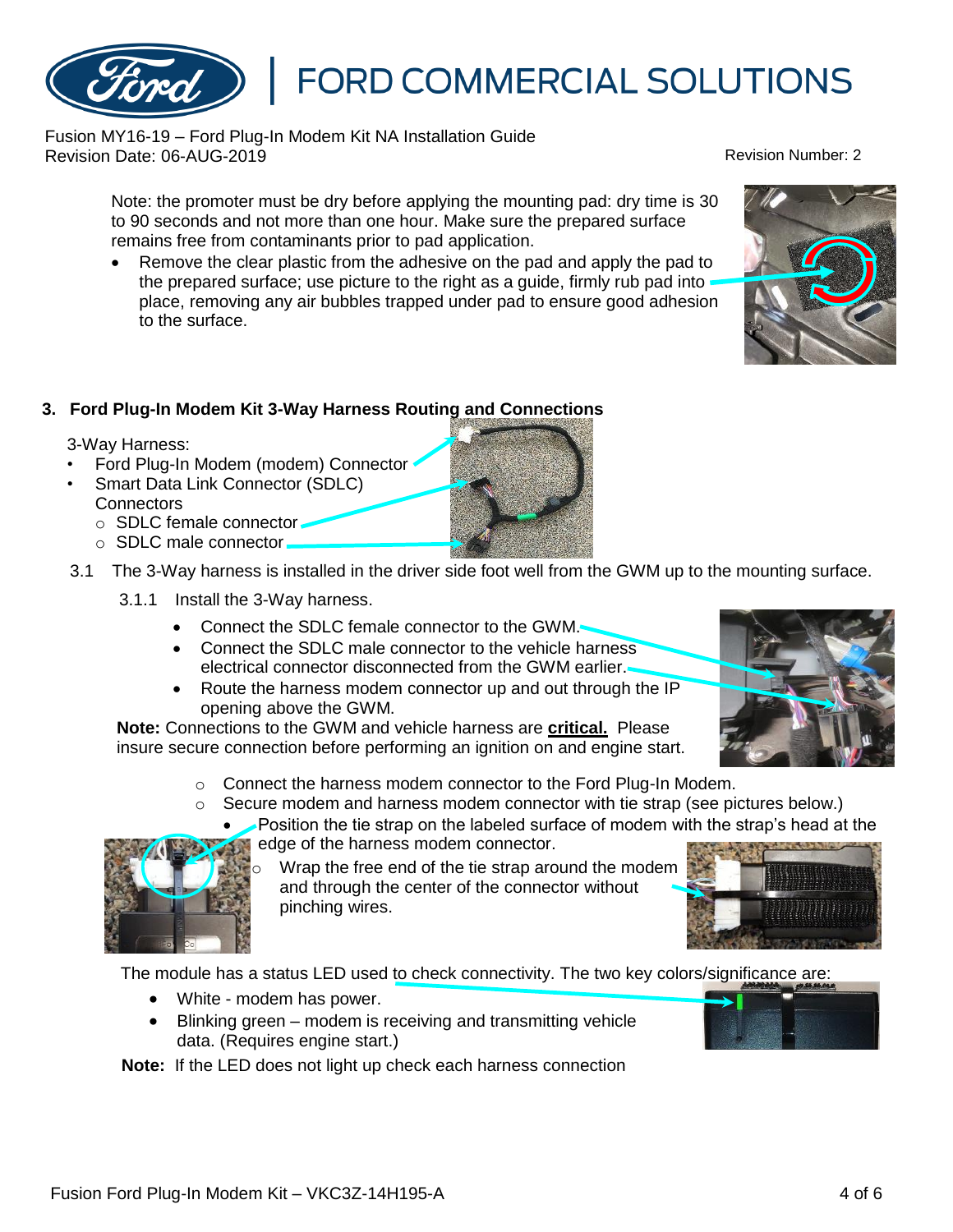Note: the promoter must be dry before applying the mounting pad: dry time is 30 to 90 seconds and not more than one hour. Make sure the prepared surface remains free from contaminants prior to pad application.

- Remove the clear plastic from the adhesive on the pad and apply the pad to the prepared surface; use picture to the right as a guide, firmly rub pad into place, removing any air bubbles trapped under pad to ensure good adhesion to the surface.

## 3. Ford Plug-In Modem Kit 3-Way Harness Routing and Connections

3-Way Harness:

- Ford Plug-In Modem (modem) Connector
- Smart Data Link Connector (SDLC) Connectors
  - SDLC female connector
  - SDLC male connector

3.1 The 3-Way harness is installed in the driver side foot well from the GWM up to the mounting surface.

3.1.1 Install the 3-Way harness.

- Connect the SDLC female connector to the GWM.
- Connect the SDLC male connector to the vehicle harness electrical connector disconnected from the GWM earlier.
- Route the harness modem connector up and out through the IP opening above the GWM.

**Note:** Connections to the GWM and vehicle harness are **critical.** Please insure secure connection before performing an ignition on and engine start.

- Connect the harness modem connector to the Ford Plug-In Modem.
- Secure modem and harness modem connector with tie strap (see pictures below.)
  - Position the tie strap on the labeled surface of modem with the strap's head at the edge of the harness modem connector.
    - Wrap the free end of the tie strap around the modem and through the center of the connector without pinching wires.

The module has a status LED used to check connectivity. The two key colors/significance are:

- White - modem has power.
- Blinking green – modem is receiving and transmitting vehicle data. (Requires engine start.)

**Note:** If the LED does not light up check each harness connection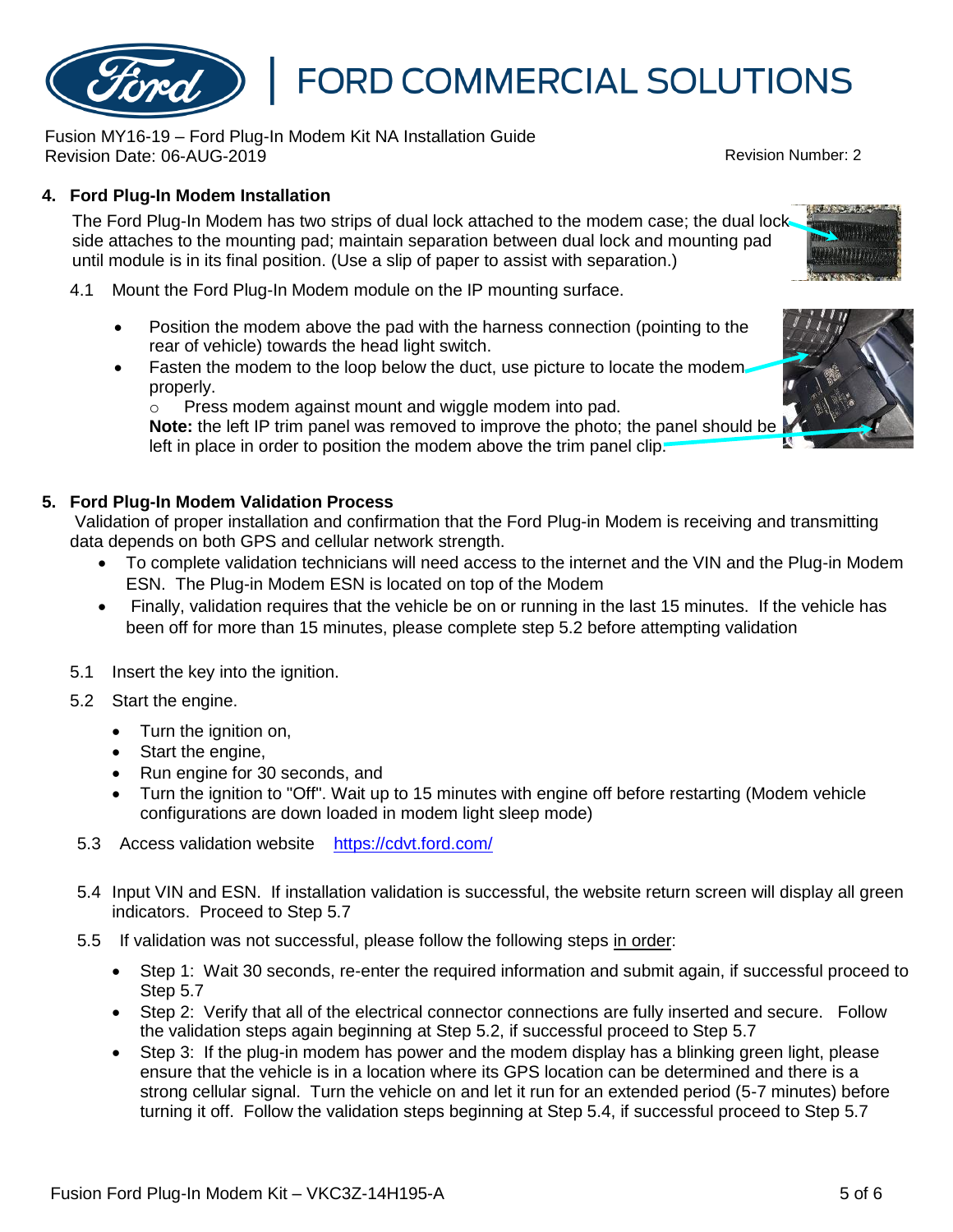## 4. Ford Plug-In Modem Installation

The Ford Plug-In Modem has two strips of dual lock attached to the modem case; the dual lock side attaches to the mounting pad; maintain separation between dual lock and mounting pad until module is in its final position. (Use a slip of paper to assist with separation.)

4.1 Mount the Ford Plug-In Modem module on the IP mounting surface.

- Position the modem above the pad with the harness connection (pointing to the rear of vehicle) towards the head light switch.
- Fasten the modem to the loop below the duct, use picture to locate the modem properly.
  - Press modem against mount and wiggle modem into pad.

  **Note:** the left IP trim panel was removed to improve the photo; the panel should be left in place in order to position the modem above the trim panel clip.

## 5. Ford Plug-In Modem Validation Process

Validation of proper installation and confirmation that the Ford Plug-in Modem is receiving and transmitting data depends on both GPS and cellular network strength.

- To complete validation technicians will need access to the internet and the VIN and the Plug-in Modem ESN. The Plug-in Modem ESN is located on top of the Modem
- Finally, validation requires that the vehicle be on or running in the last 15 minutes. If the vehicle has been off for more than 15 minutes, please complete step 5.2 before attempting validation

5.1 Insert the key into the ignition.

5.2 Start the engine.

- Turn the ignition on,
- Start the engine,
- Run engine for 30 seconds, and
- Turn the ignition to "Off". Wait up to 15 minutes with engine off before restarting (Modem vehicle configurations are down loaded in modem light sleep mode)

5.3 Access validation website https://cdvt.ford.com/

5.4 Input VIN and ESN. If installation validation is successful, the website return screen will display all green indicators. Proceed to Step 5.7

5.5 If validation was not successful, please follow the following steps in order:

- Step 1: Wait 30 seconds, re-enter the required information and submit again, if successful proceed to Step 5.7
- Step 2: Verify that all of the electrical connector connections are fully inserted and secure. Follow the validation steps again beginning at Step 5.2, if successful proceed to Step 5.7
- Step 3: If the plug-in modem has power and the modem display has a blinking green light, please ensure that the vehicle is in a location where its GPS location can be determined and there is a strong cellular signal. Turn the vehicle on and let it run for an extended period (5-7 minutes) before turning it off. Follow the validation steps beginning at Step 5.4, if successful proceed to Step 5.7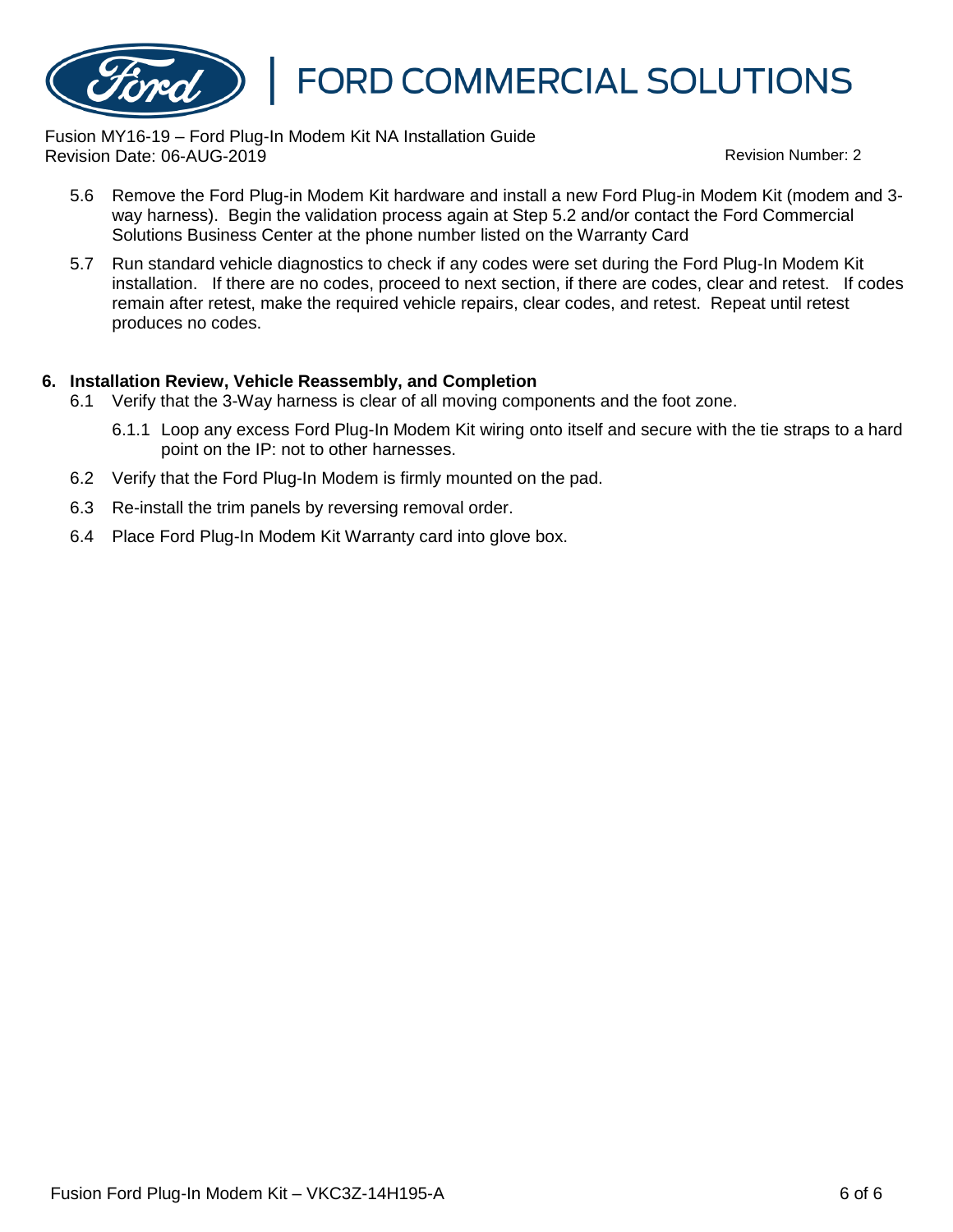5.6 Remove the Ford Plug-in Modem Kit hardware and install a new Ford Plug-in Modem Kit (modem and 3-way harness). Begin the validation process again at Step 5.2 and/or contact the Ford Commercial Solutions Business Center at the phone number listed on the Warranty Card

5.7 Run standard vehicle diagnostics to check if any codes were set during the Ford Plug-In Modem Kit installation. If there are no codes, proceed to next section, if there are codes, clear and retest. If codes remain after retest, make the required vehicle repairs, clear codes, and retest. Repeat until retest produces no codes.

## 6. Installation Review, Vehicle Reassembly, and Completion

6.1 Verify that the 3-Way harness is clear of all moving components and the foot zone.

6.1.1 Loop any excess Ford Plug-In Modem Kit wiring onto itself and secure with the tie straps to a hard point on the IP: not to other harnesses.

6.2 Verify that the Ford Plug-In Modem is firmly mounted on the pad.

6.3 Re-install the trim panels by reversing removal order.

6.4 Place Ford Plug-In Modem Kit Warranty card into glove box.